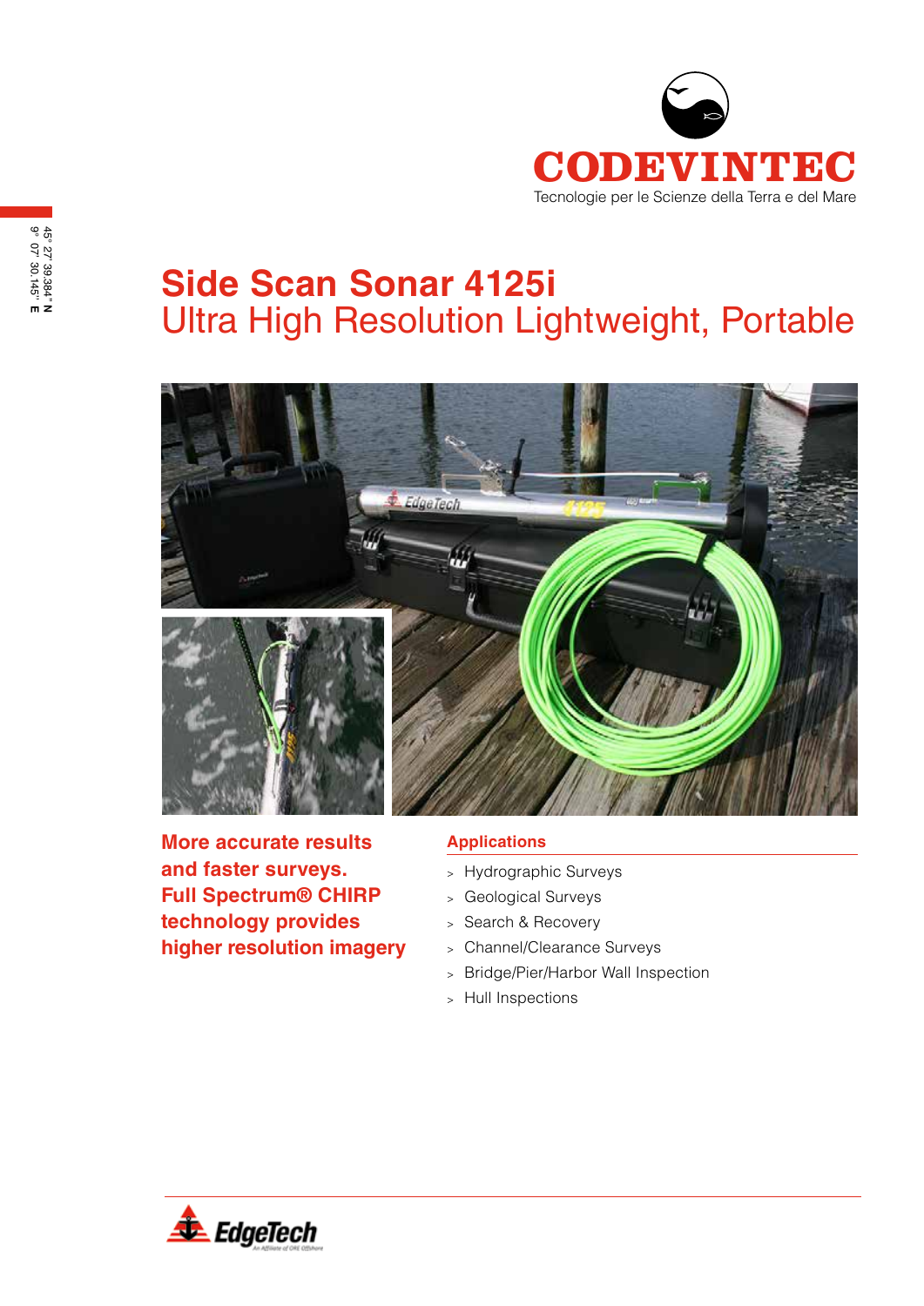CODEVINTEC

Tecnologie per le Scienze della Terra e del Mare

45° 27' 39.384" N
9° 07' 30.145" E

# Side Scan Sonar 4125i

## Ultra High Resolution Lightweight, Portable

**More accurate results and faster surveys. Full Spectrum® CHIRP technology provides higher resolution imagery**

### Applications

- Hydrographic Surveys
- Geological Surveys
- Search & Recovery
- Channel/Clearance Surveys
- Bridge/Pier/Harbor Wall Inspection
- Hull Inspections

EdgeTech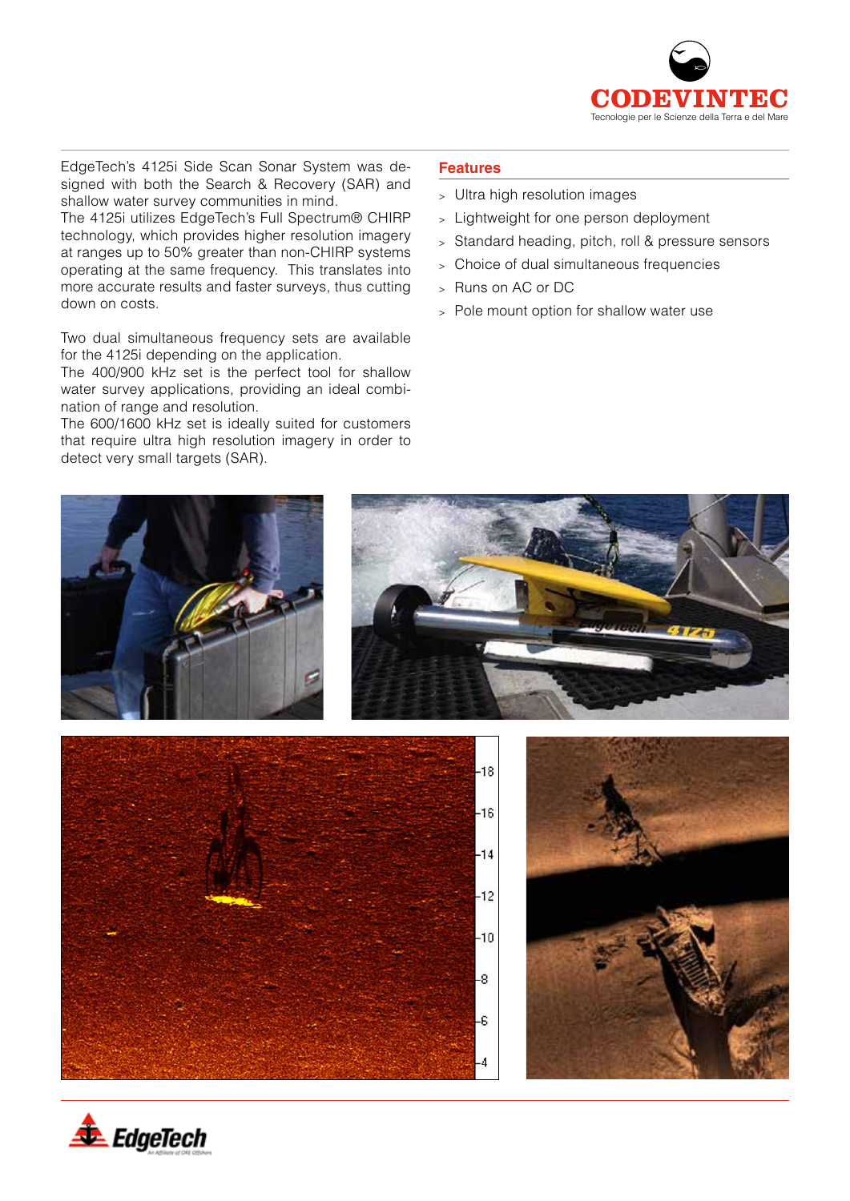EdgeTech's 4125i Side Scan Sonar System was designed with both the Search & Recovery (SAR) and shallow water survey communities in mind.
The 4125i utilizes EdgeTech's Full Spectrum® CHIRP technology, which provides higher resolution imagery at ranges up to 50% greater than non-CHIRP systems operating at the same frequency. This translates into more accurate results and faster surveys, thus cutting down on costs.

Two dual simultaneous frequency sets are available for the 4125i depending on the application.
The 400/900 kHz set is the perfect tool for shallow water survey applications, providing an ideal combination of range and resolution.
The 600/1600 kHz set is ideally suited for customers that require ultra high resolution imagery in order to detect very small targets (SAR).

## Features

- Ultra high resolution images
- Lightweight for one person deployment
- Standard heading, pitch, roll & pressure sensors
- Choice of dual simultaneous frequencies
- Runs on AC or DC
- Pole mount option for shallow water use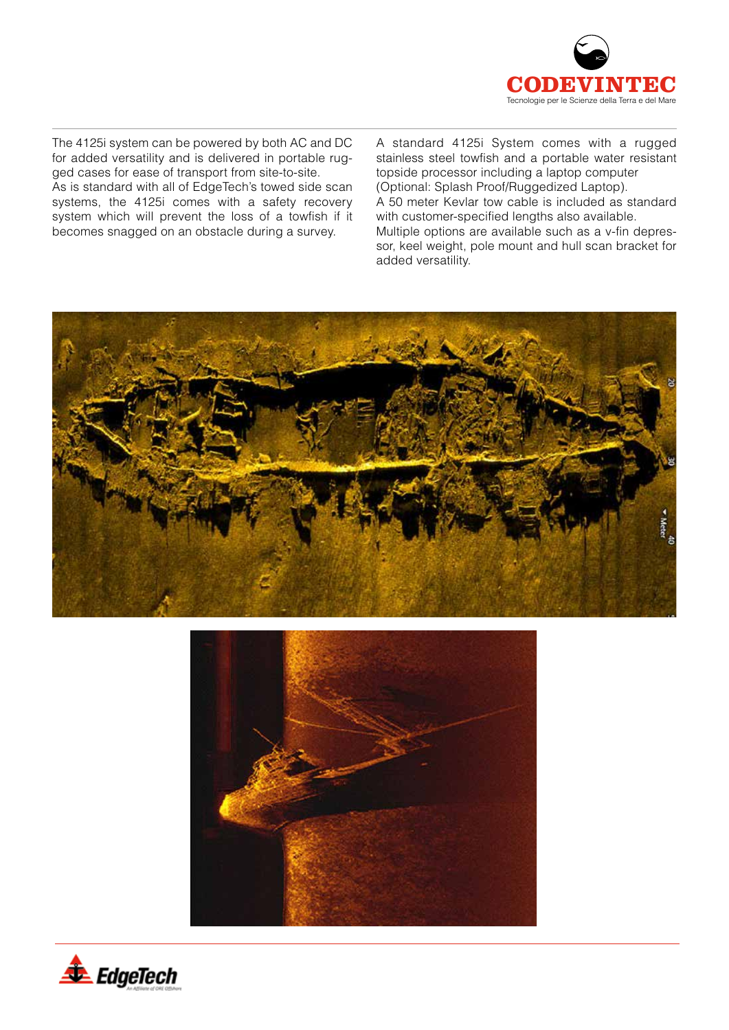The 4125i system can be powered by both AC and DC for added versatility and is delivered in portable rugged cases for ease of transport from site-to-site.
As is standard with all of EdgeTech's towed side scan systems, the 4125i comes with a safety recovery system which will prevent the loss of a towfish if it becomes snagged on an obstacle during a survey.

A standard 4125i System comes with a rugged stainless steel towfish and a portable water resistant topside processor including a laptop computer (Optional: Splash Proof/Ruggedized Laptop).
A 50 meter Kevlar tow cable is included as standard with customer-specified lengths also available.
Multiple options are available such as a v-fin depressor, keel weight, pole mount and hull scan bracket for added versatility.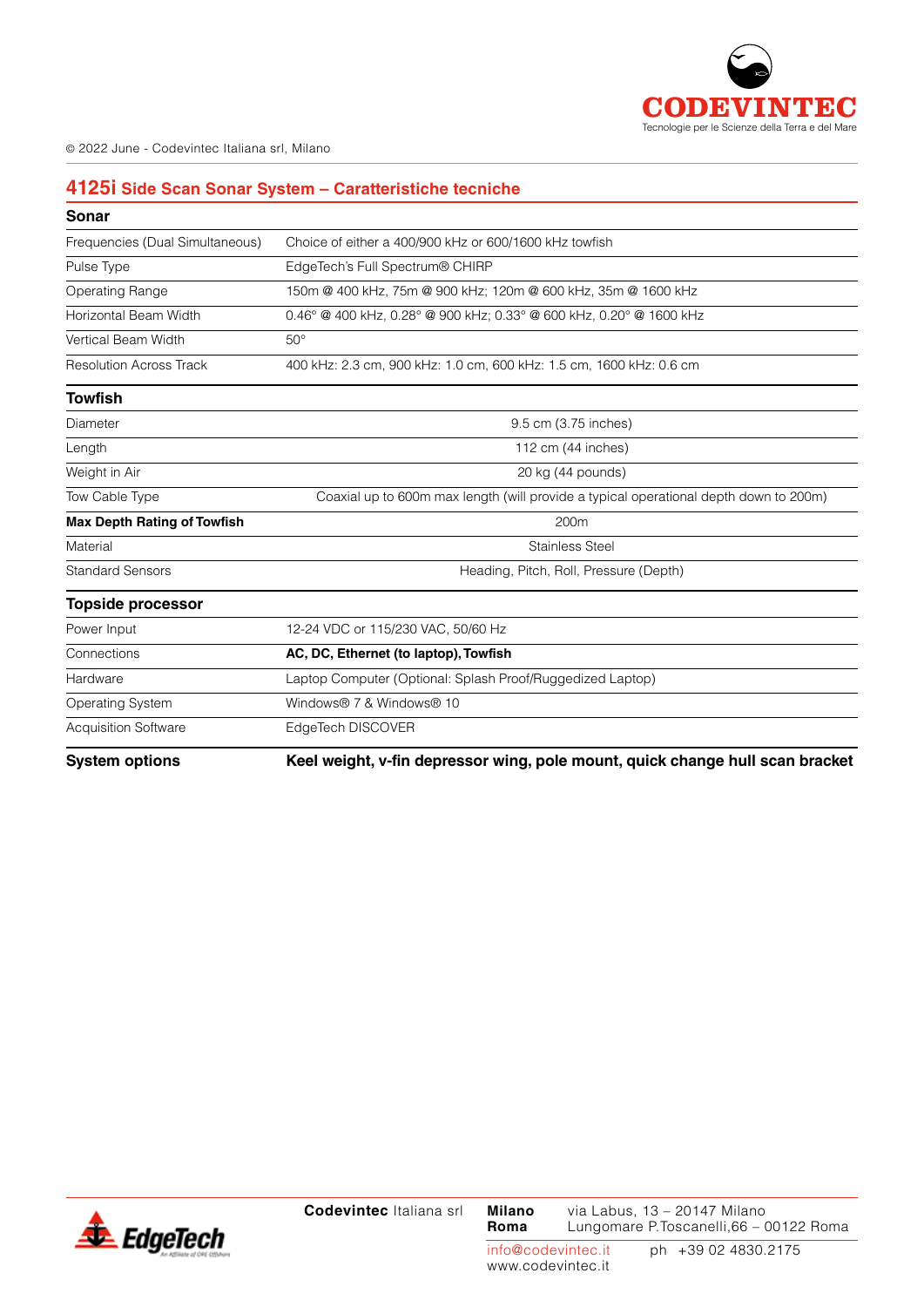© 2022 June - Codevintec Italiana srl, Milano

## 4125i Side Scan Sonar System – Caratteristiche tecniche

### Sonar

| | |
|---|---|
| Frequencies (Dual Simultaneous) | Choice of either a 400/900 kHz or 600/1600 kHz towfish |
| Pulse Type | EdgeTech's Full Spectrum® CHIRP |
| Operating Range | 150m @ 400 kHz, 75m @ 900 kHz; 120m @ 600 kHz, 35m @ 1600 kHz |
| Horizontal Beam Width | 0.46° @ 400 kHz, 0.28° @ 900 kHz; 0.33° @ 600 kHz, 0.20° @ 1600 kHz |
| Vertical Beam Width | 50° |
| Resolution Across Track | 400 kHz: 2.3 cm, 900 kHz: 1.0 cm, 600 kHz: 1.5 cm, 1600 kHz: 0.6 cm |

### Towfish

| | |
|---|---|
| Diameter | 9.5 cm (3.75 inches) |
| Length | 112 cm (44 inches) |
| Weight in Air | 20 kg (44 pounds) |
| Tow Cable Type | Coaxial up to 600m max length (will provide a typical operational depth down to 200m) |
| **Max Depth Rating of Towfish** | 200m |
| Material | Stainless Steel |
| Standard Sensors | Heading, Pitch, Roll, Pressure (Depth) |

### Topside processor

| | |
|---|---|
| Power Input | 12-24 VDC or 115/230 VAC, 50/60 Hz |
| Connections | **AC, DC, Ethernet (to laptop), Towfish** |
| Hardware | Laptop Computer (Optional: Splash Proof/Ruggedized Laptop) |
| Operating System | Windows® 7 & Windows® 10 |
| Acquisition Software | EdgeTech DISCOVER |

| | |
|---|---|
| **System options** | **Keel weight, v-fin depressor wing, pole mount, quick change hull scan bracket** |

**Codevintec** Italiana srl

**Milano** via Labus, 13 – 20147 Milano
**Roma** Lungomare P.Toscanelli,66 – 00122 Roma

info@codevintec.it ph +39 02 4830.2175
www.codevintec.it